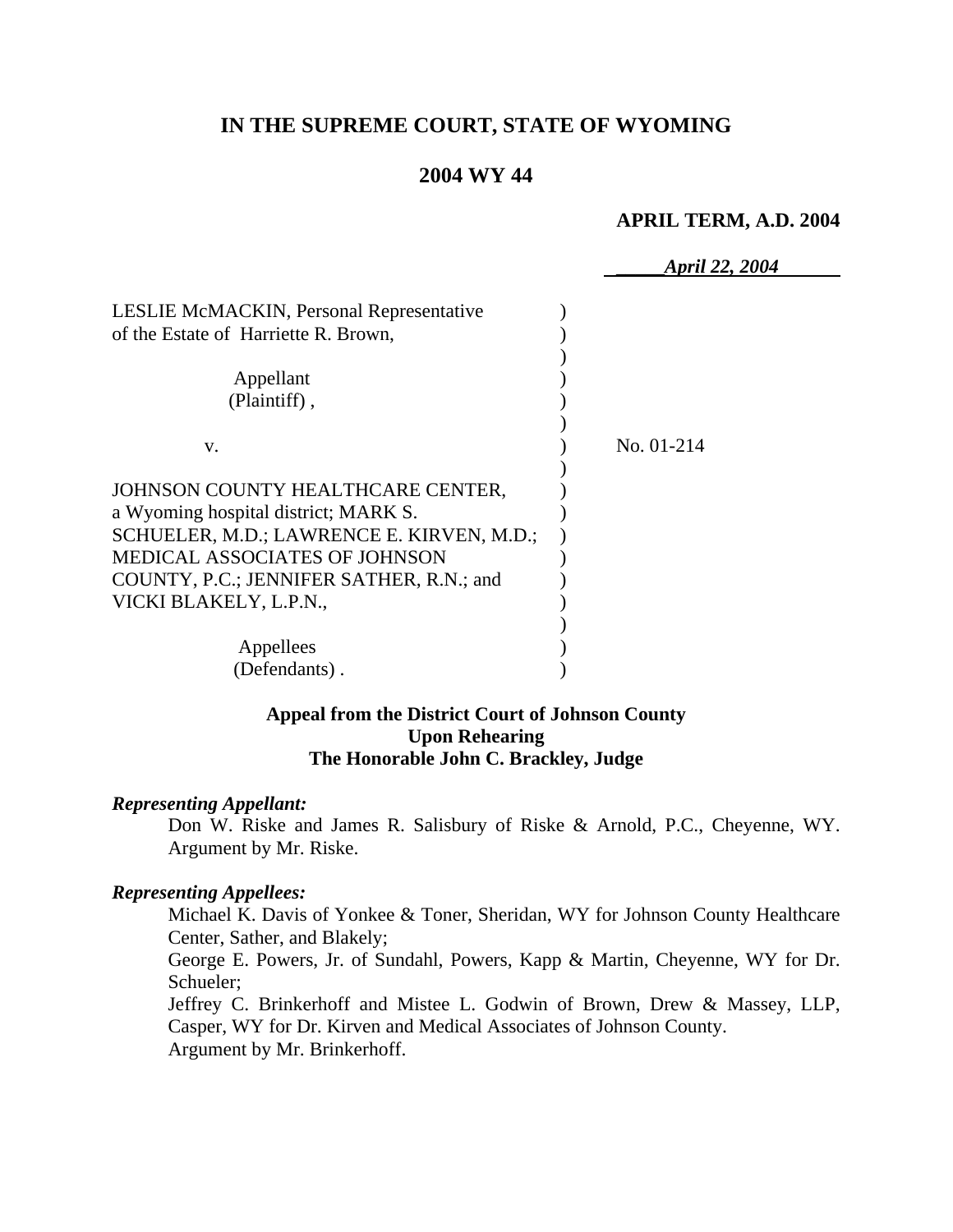# IN THE SUPREME COURT, STATE OF WYOMING

## 2004 WY 44

**APRIL TERM, A.D. 2004**

*April 22, 2004*

LESLIE McMACKIN, Personal Representative of the Estate of Harriette R. Brown,

Appellant (Plaintiff),

v.

No. 01-214

JOHNSON COUNTY HEALTHCARE CENTER, a Wyoming hospital district; MARK S. SCHUELER, M.D.; LAWRENCE E. KIRVEN, M.D.; MEDICAL ASSOCIATES OF JOHNSON COUNTY, P.C.; JENNIFER SATHER, R.N.; and VICKI BLAKELY, L.P.N.,

Appellees (Defendants).

**Appeal from the District Court of Johnson County**
**Upon Rehearing**
**The Honorable John C. Brackley, Judge**

***Representing Appellant:***

Don W. Riske and James R. Salisbury of Riske & Arnold, P.C., Cheyenne, WY. Argument by Mr. Riske.

***Representing Appellees:***

Michael K. Davis of Yonkee & Toner, Sheridan, WY for Johnson County Healthcare Center, Sather, and Blakely;

George E. Powers, Jr. of Sundahl, Powers, Kapp & Martin, Cheyenne, WY for Dr. Schueler;

Jeffrey C. Brinkerhoff and Mistee L. Godwin of Brown, Drew & Massey, LLP, Casper, WY for Dr. Kirven and Medical Associates of Johnson County.

Argument by Mr. Brinkerhoff.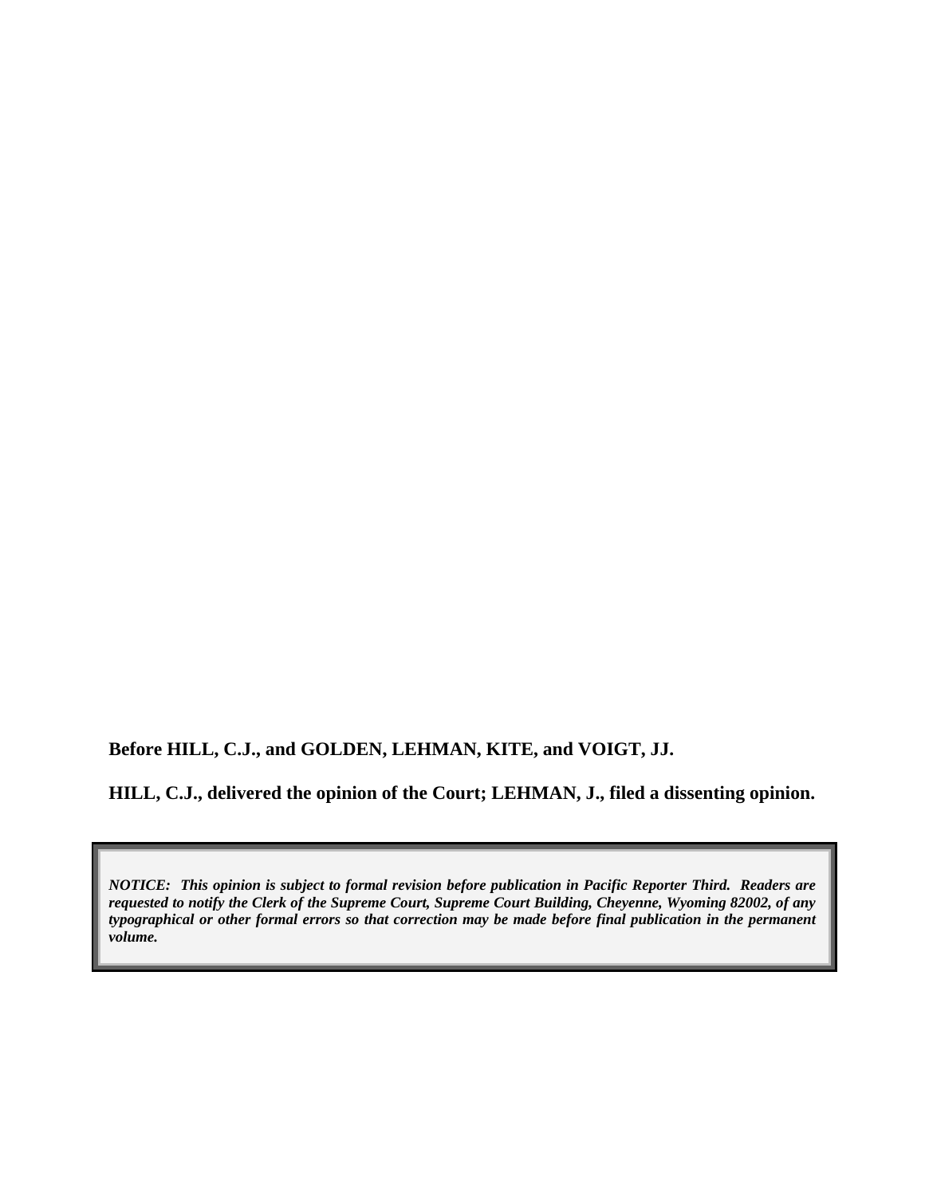**Before HILL, C.J., and GOLDEN, LEHMAN, KITE, and VOIGT, JJ.**

**HILL, C.J., delivered the opinion of the Court; LEHMAN, J., filed a dissenting opinion.**

***NOTICE: This opinion is subject to formal revision before publication in Pacific Reporter Third. Readers are requested to notify the Clerk of the Supreme Court, Supreme Court Building, Cheyenne, Wyoming 82002, of any typographical or other formal errors so that correction may be made before final publication in the permanent volume.***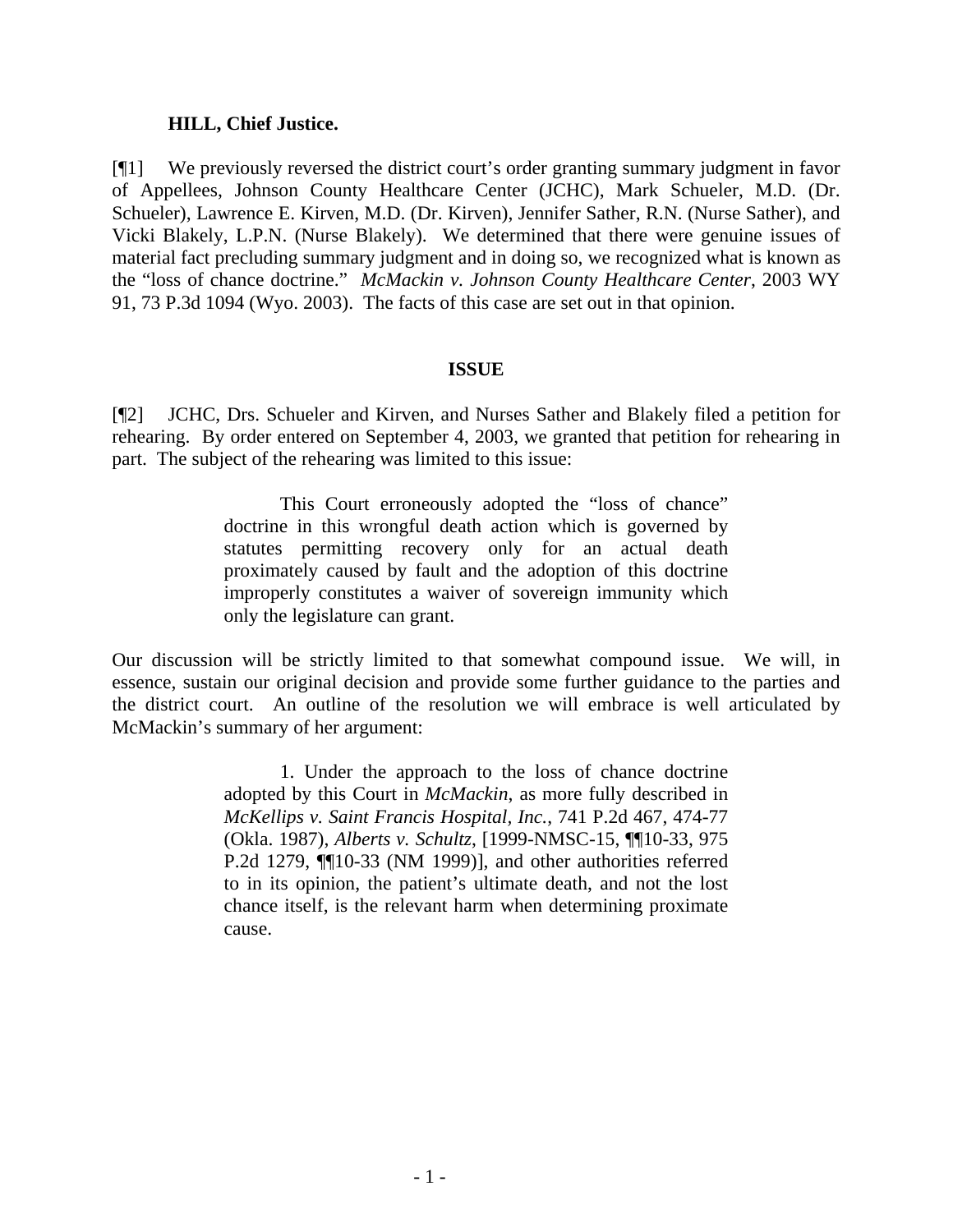**HILL, Chief Justice.**

[¶1] We previously reversed the district court's order granting summary judgment in favor of Appellees, Johnson County Healthcare Center (JCHC), Mark Schueler, M.D. (Dr. Schueler), Lawrence E. Kirven, M.D. (Dr. Kirven), Jennifer Sather, R.N. (Nurse Sather), and Vicki Blakely, L.P.N. (Nurse Blakely). We determined that there were genuine issues of material fact precluding summary judgment and in doing so, we recognized what is known as the "loss of chance doctrine." *McMackin v. Johnson County Healthcare Center*, 2003 WY 91, 73 P.3d 1094 (Wyo. 2003). The facts of this case are set out in that opinion.

## ISSUE

[¶2] JCHC, Drs. Schueler and Kirven, and Nurses Sather and Blakely filed a petition for rehearing. By order entered on September 4, 2003, we granted that petition for rehearing in part. The subject of the rehearing was limited to this issue:

> This Court erroneously adopted the "loss of chance" doctrine in this wrongful death action which is governed by statutes permitting recovery only for an actual death proximately caused by fault and the adoption of this doctrine improperly constitutes a waiver of sovereign immunity which only the legislature can grant.

Our discussion will be strictly limited to that somewhat compound issue. We will, in essence, sustain our original decision and provide some further guidance to the parties and the district court. An outline of the resolution we will embrace is well articulated by McMackin's summary of her argument:

> 1. Under the approach to the loss of chance doctrine adopted by this Court in *McMackin*, as more fully described in *McKellips v. Saint Francis Hospital, Inc.*, 741 P.2d 467, 474-77 (Okla. 1987), *Alberts v. Schultz*, [1999-NMSC-15, ¶¶10-33, 975 P.2d 1279, ¶¶10-33 (NM 1999)], and other authorities referred to in its opinion, the patient's ultimate death, and not the lost chance itself, is the relevant harm when determining proximate cause.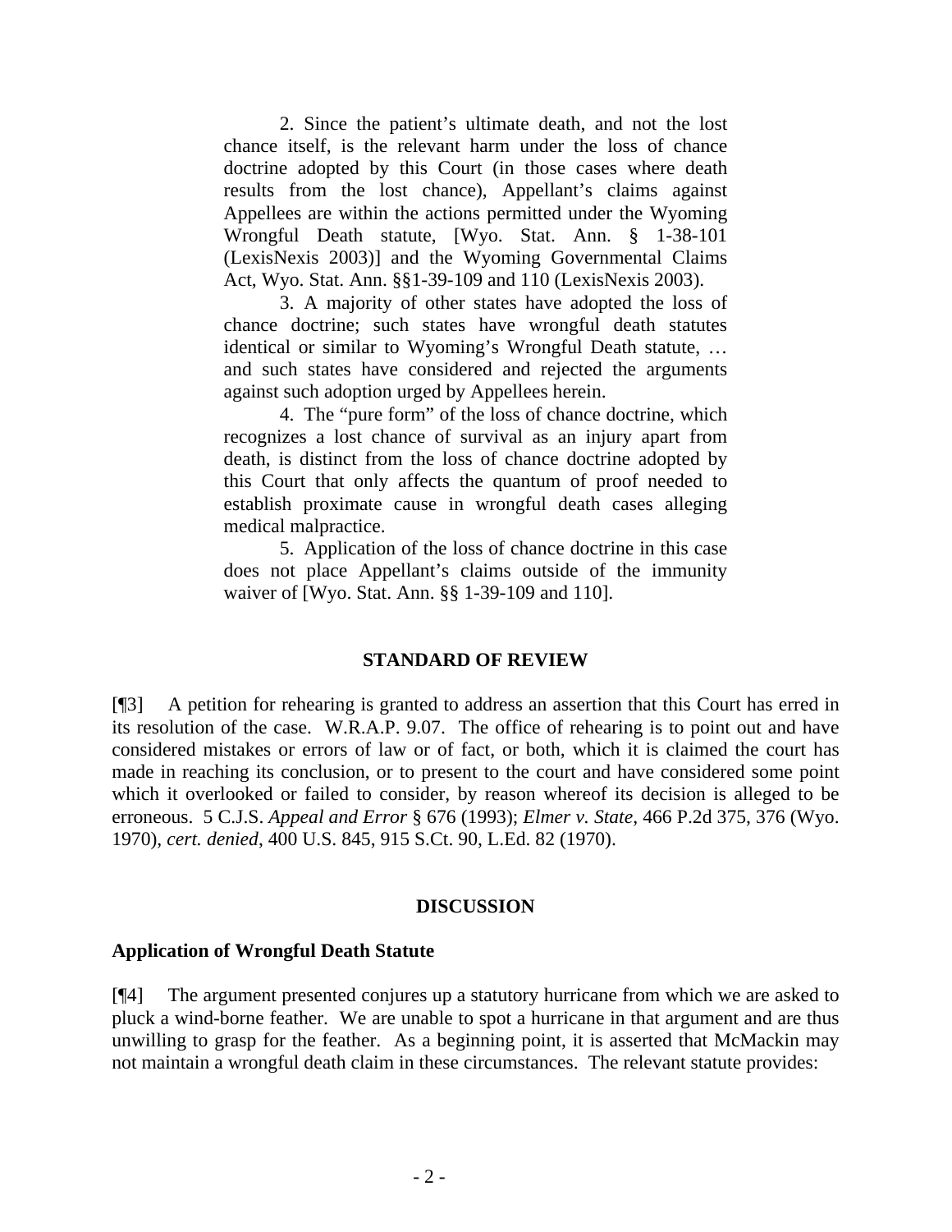> 2. Since the patient's ultimate death, and not the lost chance itself, is the relevant harm under the loss of chance doctrine adopted by this Court (in those cases where death results from the lost chance), Appellant's claims against Appellees are within the actions permitted under the Wyoming Wrongful Death statute, [Wyo. Stat. Ann. § 1-38-101 (LexisNexis 2003)] and the Wyoming Governmental Claims Act, Wyo. Stat. Ann. §§1-39-109 and 110 (LexisNexis 2003).
>
> 3. A majority of other states have adopted the loss of chance doctrine; such states have wrongful death statutes identical or similar to Wyoming's Wrongful Death statute, … and such states have considered and rejected the arguments against such adoption urged by Appellees herein.
>
> 4. The "pure form" of the loss of chance doctrine, which recognizes a lost chance of survival as an injury apart from death, is distinct from the loss of chance doctrine adopted by this Court that only affects the quantum of proof needed to establish proximate cause in wrongful death cases alleging medical malpractice.
>
> 5. Application of the loss of chance doctrine in this case does not place Appellant's claims outside of the immunity waiver of [Wyo. Stat. Ann. §§ 1-39-109 and 110].

## STANDARD OF REVIEW

[¶3] A petition for rehearing is granted to address an assertion that this Court has erred in its resolution of the case. W.R.A.P. 9.07. The office of rehearing is to point out and have considered mistakes or errors of law or of fact, or both, which it is claimed the court has made in reaching its conclusion, or to present to the court and have considered some point which it overlooked or failed to consider, by reason whereof its decision is alleged to be erroneous. 5 C.J.S. *Appeal and Error* § 676 (1993); *Elmer v. State*, 466 P.2d 375, 376 (Wyo. 1970), *cert. denied*, 400 U.S. 845, 915 S.Ct. 90, L.Ed. 82 (1970).

## DISCUSSION

### Application of Wrongful Death Statute

[¶4] The argument presented conjures up a statutory hurricane from which we are asked to pluck a wind-borne feather. We are unable to spot a hurricane in that argument and are thus unwilling to grasp for the feather. As a beginning point, it is asserted that McMackin may not maintain a wrongful death claim in these circumstances. The relevant statute provides: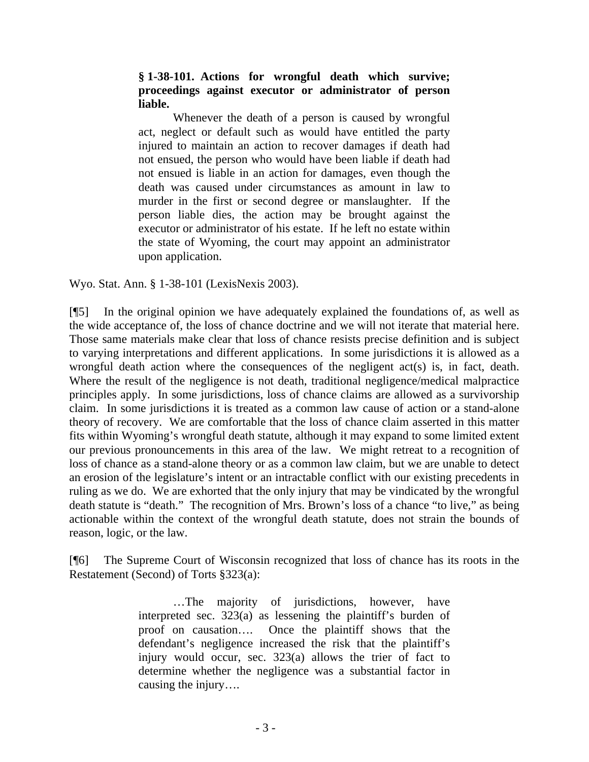> **§ 1-38-101. Actions for wrongful death which survive; proceedings against executor or administrator of person liable.**
>
> Whenever the death of a person is caused by wrongful act, neglect or default such as would have entitled the party injured to maintain an action to recover damages if death had not ensued, the person who would have been liable if death had not ensued is liable in an action for damages, even though the death was caused under circumstances as amount in law to murder in the first or second degree or manslaughter. If the person liable dies, the action may be brought against the executor or administrator of his estate. If he left no estate within the state of Wyoming, the court may appoint an administrator upon application.

Wyo. Stat. Ann. § 1-38-101 (LexisNexis 2003).

[¶5] In the original opinion we have adequately explained the foundations of, as well as the wide acceptance of, the loss of chance doctrine and we will not iterate that material here. Those same materials make clear that loss of chance resists precise definition and is subject to varying interpretations and different applications. In some jurisdictions it is allowed as a wrongful death action where the consequences of the negligent act(s) is, in fact, death. Where the result of the negligence is not death, traditional negligence/medical malpractice principles apply. In some jurisdictions, loss of chance claims are allowed as a survivorship claim. In some jurisdictions it is treated as a common law cause of action or a stand-alone theory of recovery. We are comfortable that the loss of chance claim asserted in this matter fits within Wyoming's wrongful death statute, although it may expand to some limited extent our previous pronouncements in this area of the law. We might retreat to a recognition of loss of chance as a stand-alone theory or as a common law claim, but we are unable to detect an erosion of the legislature's intent or an intractable conflict with our existing precedents in ruling as we do. We are exhorted that the only injury that may be vindicated by the wrongful death statute is "death." The recognition of Mrs. Brown's loss of a chance "to live," as being actionable within the context of the wrongful death statute, does not strain the bounds of reason, logic, or the law.

[¶6] The Supreme Court of Wisconsin recognized that loss of chance has its roots in the Restatement (Second) of Torts §323(a):

> …The majority of jurisdictions, however, have interpreted sec. 323(a) as lessening the plaintiff's burden of proof on causation…. Once the plaintiff shows that the defendant's negligence increased the risk that the plaintiff's injury would occur, sec. 323(a) allows the trier of fact to determine whether the negligence was a substantial factor in causing the injury….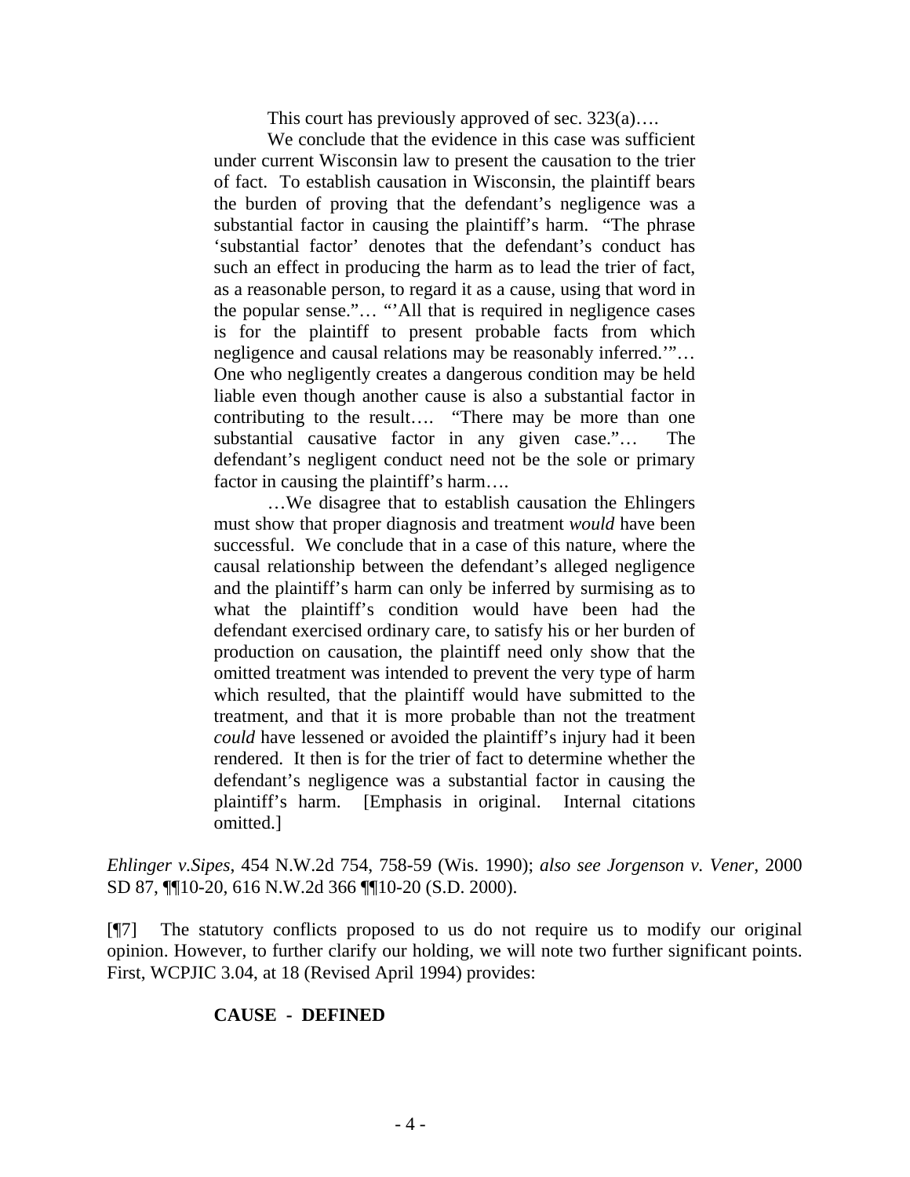> This court has previously approved of sec. 323(a)….
>
> We conclude that the evidence in this case was sufficient under current Wisconsin law to present the causation to the trier of fact. To establish causation in Wisconsin, the plaintiff bears the burden of proving that the defendant's negligence was a substantial factor in causing the plaintiff's harm. "The phrase 'substantial factor' denotes that the defendant's conduct has such an effect in producing the harm as to lead the trier of fact, as a reasonable person, to regard it as a cause, using that word in the popular sense."… "'All that is required in negligence cases is for the plaintiff to present probable facts from which negligence and causal relations may be reasonably inferred.'"… One who negligently creates a dangerous condition may be held liable even though another cause is also a substantial factor in contributing to the result…. "There may be more than one substantial causative factor in any given case."… The defendant's negligent conduct need not be the sole or primary factor in causing the plaintiff's harm….
>
> …We disagree that to establish causation the Ehlingers must show that proper diagnosis and treatment *would* have been successful. We conclude that in a case of this nature, where the causal relationship between the defendant's alleged negligence and the plaintiff's harm can only be inferred by surmising as to what the plaintiff's condition would have been had the defendant exercised ordinary care, to satisfy his or her burden of production on causation, the plaintiff need only show that the omitted treatment was intended to prevent the very type of harm which resulted, that the plaintiff would have submitted to the treatment, and that it is more probable than not the treatment *could* have lessened or avoided the plaintiff's injury had it been rendered. It then is for the trier of fact to determine whether the defendant's negligence was a substantial factor in causing the plaintiff's harm. [Emphasis in original. Internal citations omitted.]

*Ehlinger v.Sipes*, 454 N.W.2d 754, 758-59 (Wis. 1990); *also see Jorgenson v. Vener*, 2000 SD 87, ¶¶10-20, 616 N.W.2d 366 ¶¶10-20 (S.D. 2000).

[¶7] The statutory conflicts proposed to us do not require us to modify our original opinion. However, to further clarify our holding, we will note two further significant points. First, WCPJIC 3.04, at 18 (Revised April 1994) provides:

> **CAUSE - DEFINED**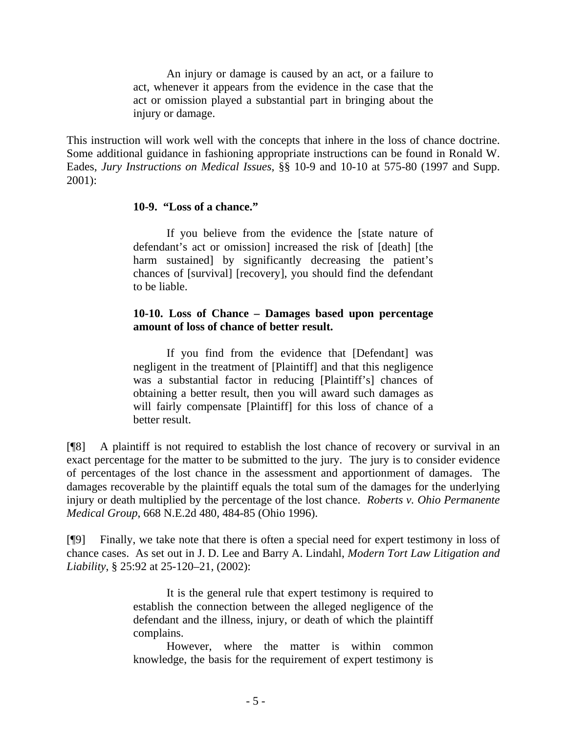> An injury or damage is caused by an act, or a failure to act, whenever it appears from the evidence in the case that the act or omission played a substantial part in bringing about the injury or damage.

This instruction will work well with the concepts that inhere in the loss of chance doctrine. Some additional guidance in fashioning appropriate instructions can be found in Ronald W. Eades, *Jury Instructions on Medical Issues*, §§ 10-9 and 10-10 at 575-80 (1997 and Supp. 2001):

> **10-9. "Loss of a chance."**
>
> If you believe from the evidence the [state nature of defendant's act or omission] increased the risk of [death] [the harm sustained] by significantly decreasing the patient's chances of [survival] [recovery], you should find the defendant to be liable.
>
> **10-10. Loss of Chance – Damages based upon percentage amount of loss of chance of better result.**
>
> If you find from the evidence that [Defendant] was negligent in the treatment of [Plaintiff] and that this negligence was a substantial factor in reducing [Plaintiff's] chances of obtaining a better result, then you will award such damages as will fairly compensate [Plaintiff] for this loss of chance of a better result.

[¶8] A plaintiff is not required to establish the lost chance of recovery or survival in an exact percentage for the matter to be submitted to the jury. The jury is to consider evidence of percentages of the lost chance in the assessment and apportionment of damages. The damages recoverable by the plaintiff equals the total sum of the damages for the underlying injury or death multiplied by the percentage of the lost chance. *Roberts v. Ohio Permanente Medical Group*, 668 N.E.2d 480, 484-85 (Ohio 1996).

[¶9] Finally, we take note that there is often a special need for expert testimony in loss of chance cases. As set out in J. D. Lee and Barry A. Lindahl, *Modern Tort Law Litigation and Liability*, § 25:92 at 25-120–21, (2002):

> It is the general rule that expert testimony is required to establish the connection between the alleged negligence of the defendant and the illness, injury, or death of which the plaintiff complains.
>
> However, where the matter is within common knowledge, the basis for the requirement of expert testimony is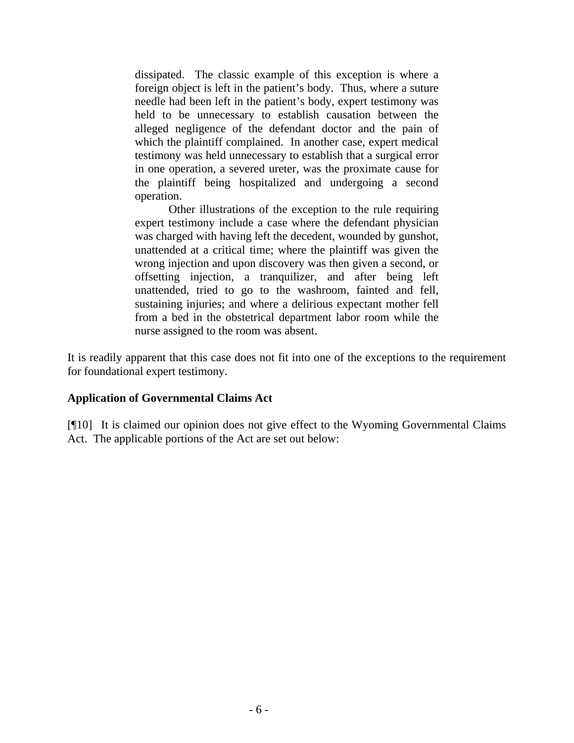> dissipated. The classic example of this exception is where a foreign object is left in the patient's body. Thus, where a suture needle had been left in the patient's body, expert testimony was held to be unnecessary to establish causation between the alleged negligence of the defendant doctor and the pain of which the plaintiff complained. In another case, expert medical testimony was held unnecessary to establish that a surgical error in one operation, a severed ureter, was the proximate cause for the plaintiff being hospitalized and undergoing a second operation.
>
> Other illustrations of the exception to the rule requiring expert testimony include a case where the defendant physician was charged with having left the decedent, wounded by gunshot, unattended at a critical time; where the plaintiff was given the wrong injection and upon discovery was then given a second, or offsetting injection, a tranquilizer, and after being left unattended, tried to go to the washroom, fainted and fell, sustaining injuries; and where a delirious expectant mother fell from a bed in the obstetrical department labor room while the nurse assigned to the room was absent.

It is readily apparent that this case does not fit into one of the exceptions to the requirement for foundational expert testimony.

**Application of Governmental Claims Act**

[¶10] It is claimed our opinion does not give effect to the Wyoming Governmental Claims Act. The applicable portions of the Act are set out below: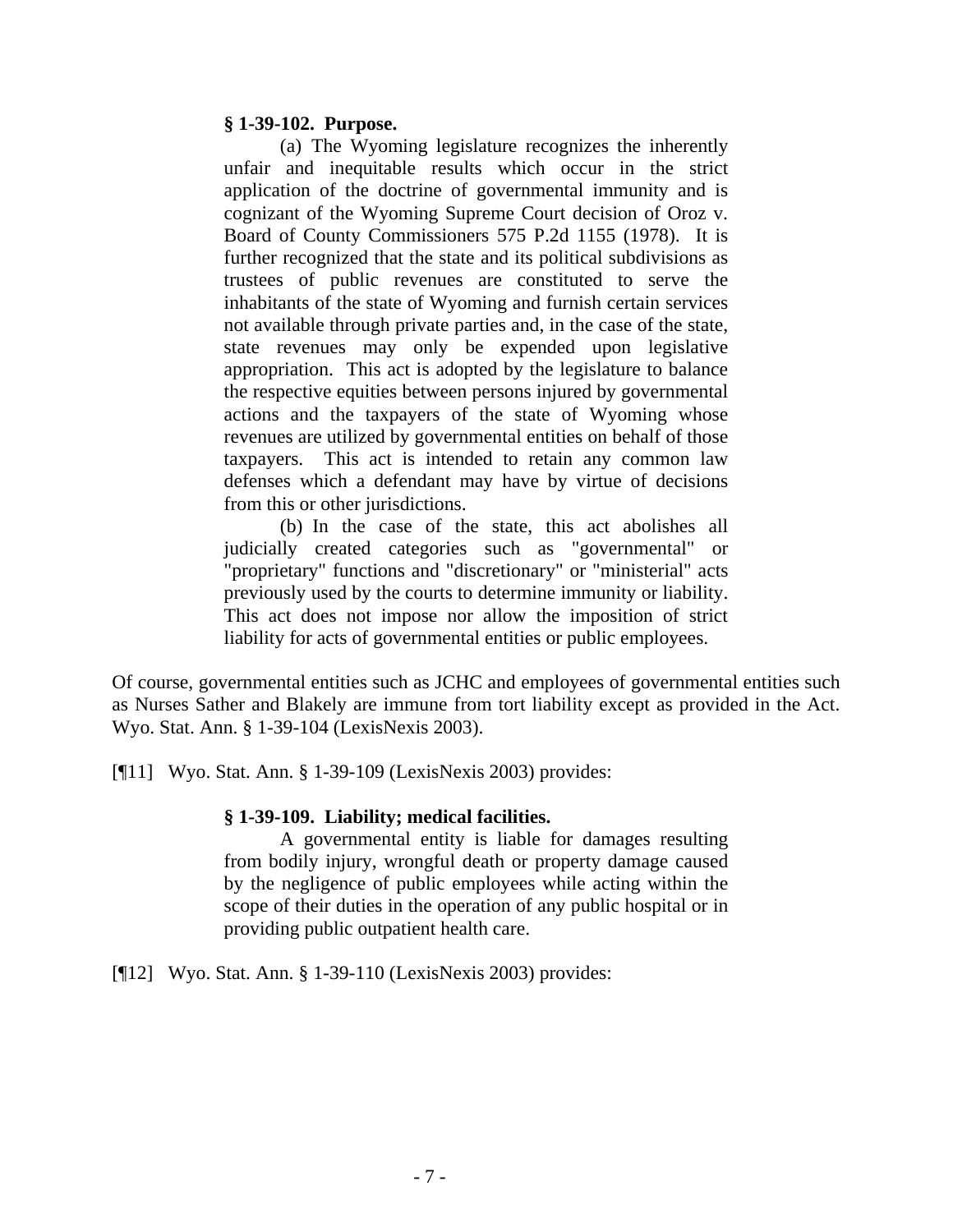> **§ 1-39-102. Purpose.**
>
> (a) The Wyoming legislature recognizes the inherently unfair and inequitable results which occur in the strict application of the doctrine of governmental immunity and is cognizant of the Wyoming Supreme Court decision of Oroz v. Board of County Commissioners 575 P.2d 1155 (1978). It is further recognized that the state and its political subdivisions as trustees of public revenues are constituted to serve the inhabitants of the state of Wyoming and furnish certain services not available through private parties and, in the case of the state, state revenues may only be expended upon legislative appropriation. This act is adopted by the legislature to balance the respective equities between persons injured by governmental actions and the taxpayers of the state of Wyoming whose revenues are utilized by governmental entities on behalf of those taxpayers. This act is intended to retain any common law defenses which a defendant may have by virtue of decisions from this or other jurisdictions.
>
> (b) In the case of the state, this act abolishes all judicially created categories such as "governmental" or "proprietary" functions and "discretionary" or "ministerial" acts previously used by the courts to determine immunity or liability. This act does not impose nor allow the imposition of strict liability for acts of governmental entities or public employees.

Of course, governmental entities such as JCHC and employees of governmental entities such as Nurses Sather and Blakely are immune from tort liability except as provided in the Act. Wyo. Stat. Ann. § 1-39-104 (LexisNexis 2003).

[¶11] Wyo. Stat. Ann. § 1-39-109 (LexisNexis 2003) provides:

> **§ 1-39-109. Liability; medical facilities.**
>
> A governmental entity is liable for damages resulting from bodily injury, wrongful death or property damage caused by the negligence of public employees while acting within the scope of their duties in the operation of any public hospital or in providing public outpatient health care.

[¶12] Wyo. Stat. Ann. § 1-39-110 (LexisNexis 2003) provides: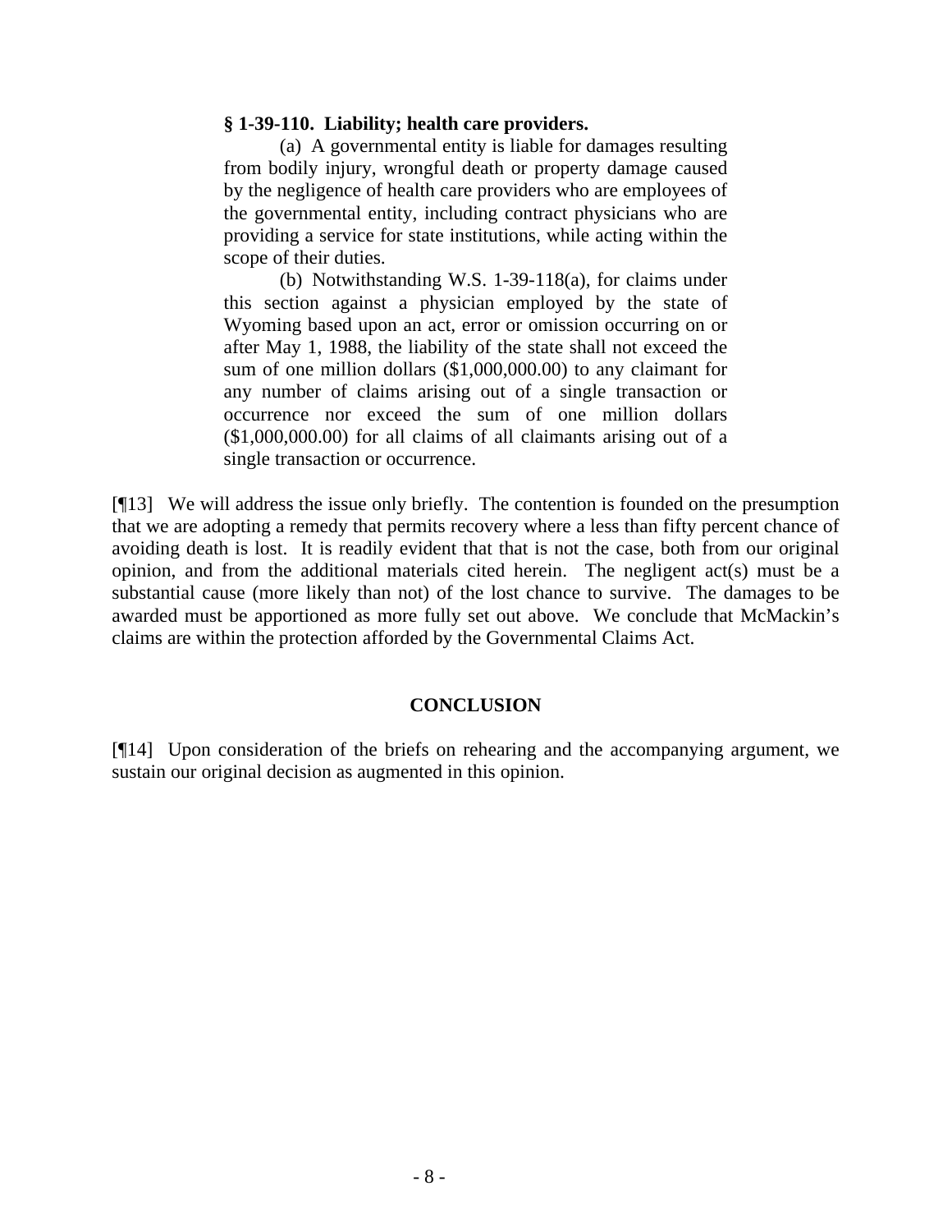> **§ 1-39-110. Liability; health care providers.**
>
> (a) A governmental entity is liable for damages resulting from bodily injury, wrongful death or property damage caused by the negligence of health care providers who are employees of the governmental entity, including contract physicians who are providing a service for state institutions, while acting within the scope of their duties.
>
> (b) Notwithstanding W.S. 1-39-118(a), for claims under this section against a physician employed by the state of Wyoming based upon an act, error or omission occurring on or after May 1, 1988, the liability of the state shall not exceed the sum of one million dollars ($1,000,000.00) to any claimant for any number of claims arising out of a single transaction or occurrence nor exceed the sum of one million dollars ($1,000,000.00) for all claims of all claimants arising out of a single transaction or occurrence.

[¶13] We will address the issue only briefly. The contention is founded on the presumption that we are adopting a remedy that permits recovery where a less than fifty percent chance of avoiding death is lost. It is readily evident that that is not the case, both from our original opinion, and from the additional materials cited herein. The negligent act(s) must be a substantial cause (more likely than not) of the lost chance to survive. The damages to be awarded must be apportioned as more fully set out above. We conclude that McMackin's claims are within the protection afforded by the Governmental Claims Act.

## CONCLUSION

[¶14] Upon consideration of the briefs on rehearing and the accompanying argument, we sustain our original decision as augmented in this opinion.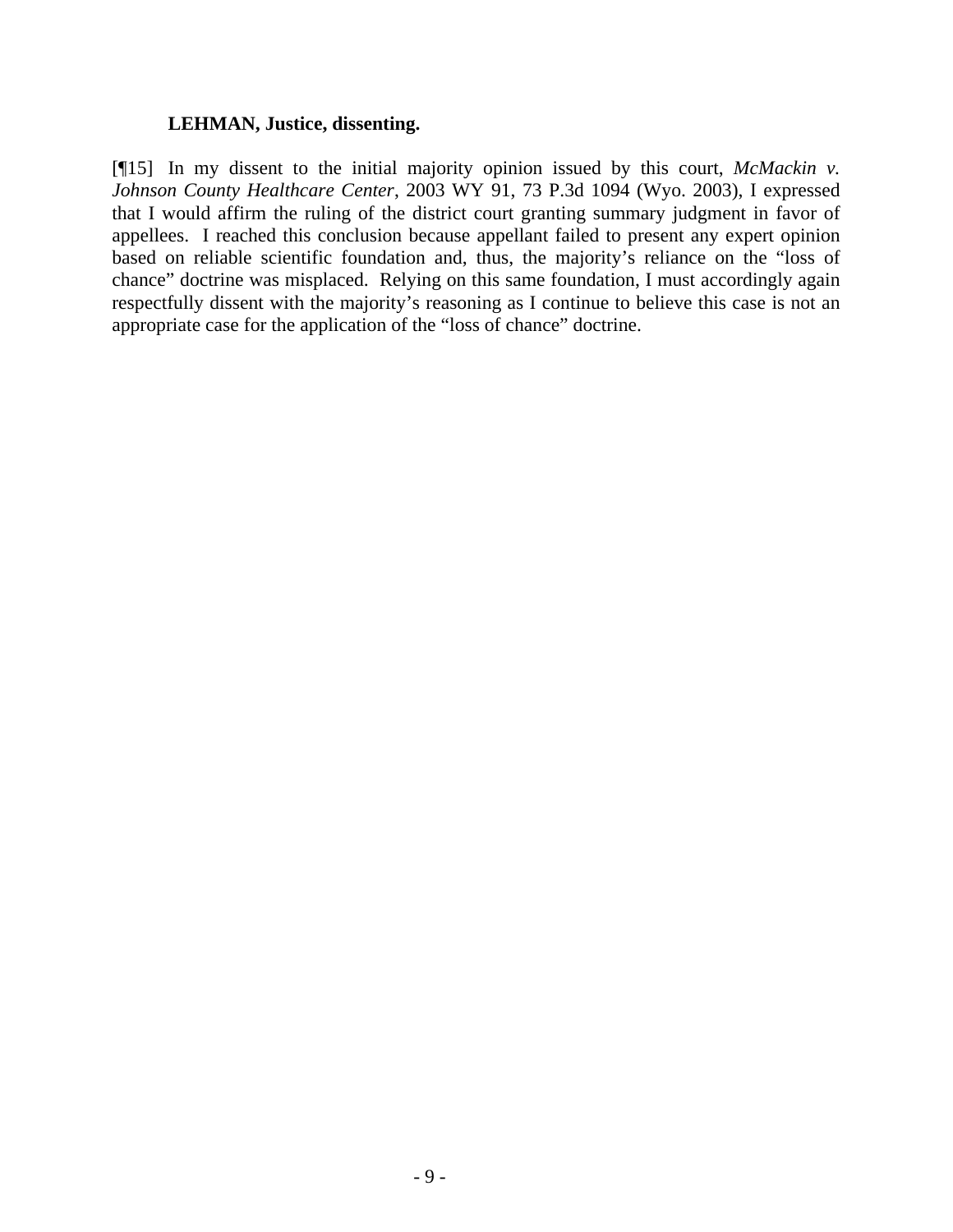**LEHMAN, Justice, dissenting.**

[¶15] In my dissent to the initial majority opinion issued by this court, *McMackin v. Johnson County Healthcare Center*, 2003 WY 91, 73 P.3d 1094 (Wyo. 2003), I expressed that I would affirm the ruling of the district court granting summary judgment in favor of appellees. I reached this conclusion because appellant failed to present any expert opinion based on reliable scientific foundation and, thus, the majority's reliance on the "loss of chance" doctrine was misplaced. Relying on this same foundation, I must accordingly again respectfully dissent with the majority's reasoning as I continue to believe this case is not an appropriate case for the application of the "loss of chance" doctrine.